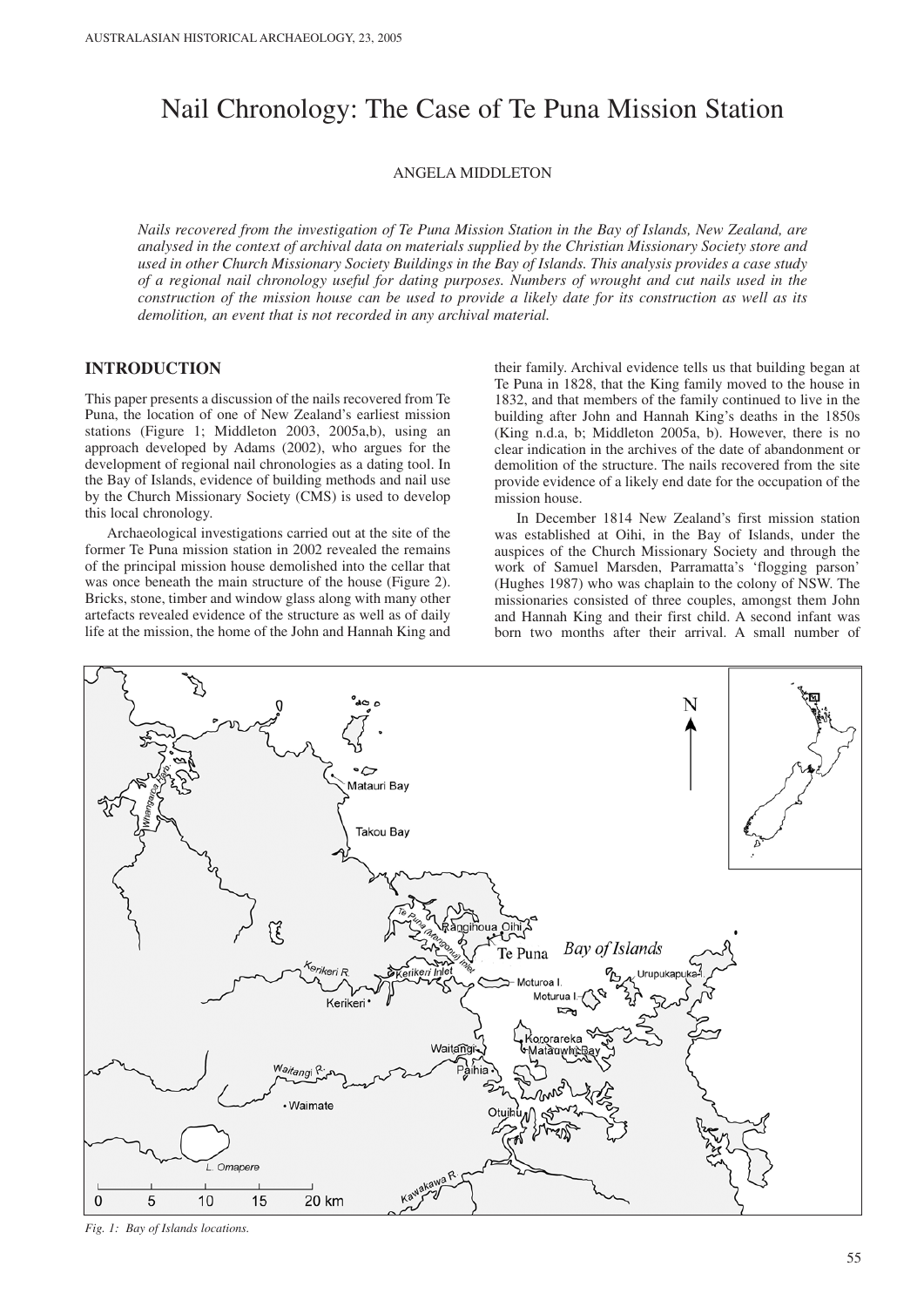# Nail Chronology: The Case of Te Puna Mission Station

ANGELA MIDDLETON

*Nails recovered from the investigation of Te Puna Mission Station in the Bay of Islands, New Zealand, are analysed in the context of archival data on materials supplied by the Christian Missionary Society store and used in other Church Missionary Society Buildings in the Bay of Islands. This analysis provides a case study of a regional nail chronology useful for dating purposes. Numbers of wrought and cut nails used in the construction of the mission house can be used to provide a likely date for its construction as well as its demolition, an event that is not recorded in any archival material.*

## INTRODUCTION

This paper presents a discussion of the nails recovered from Te Puna, the location of one of New Zealand's earliest mission stations (Figure 1; Middleton 2003, 2005a,b), using an approach developed by Adams (2002), who argues for the development of regional nail chronologies as a dating tool. In the Bay of Islands, evidence of building methods and nail use by the Church Missionary Society (CMS) is used to develop this local chronology.

Archaeological investigations carried out at the site of the former Te Puna mission station in 2002 revealed the remains of the principal mission house demolished into the cellar that was once beneath the main structure of the house (Figure 2). Bricks, stone, timber and window glass along with many other artefacts revealed evidence of the structure as well as of daily life at the mission, the home of the John and Hannah King and their family. Archival evidence tells us that building began at Te Puna in 1828, that the King family moved to the house in 1832, and that members of the family continued to live in the building after John and Hannah King's deaths in the 1850s (King n.d.a, b; Middleton 2005a, b). However, there is no clear indication in the archives of the date of abandonment or demolition of the structure. The nails recovered from the site provide evidence of a likely end date for the occupation of the mission house.

In December 1814 New Zealand's first mission station was established at Oihi, in the Bay of Islands, under the auspices of the Church Missionary Society and through the work of Samuel Marsden, Parramatta's 'flogging parson' (Hughes 1987) who was chaplain to the colony of NSW. The missionaries consisted of three couples, amongst them John and Hannah King and their first child. A second infant was born two months after their arrival. A small number of

*Fig. 1: Bay of Islands locations.*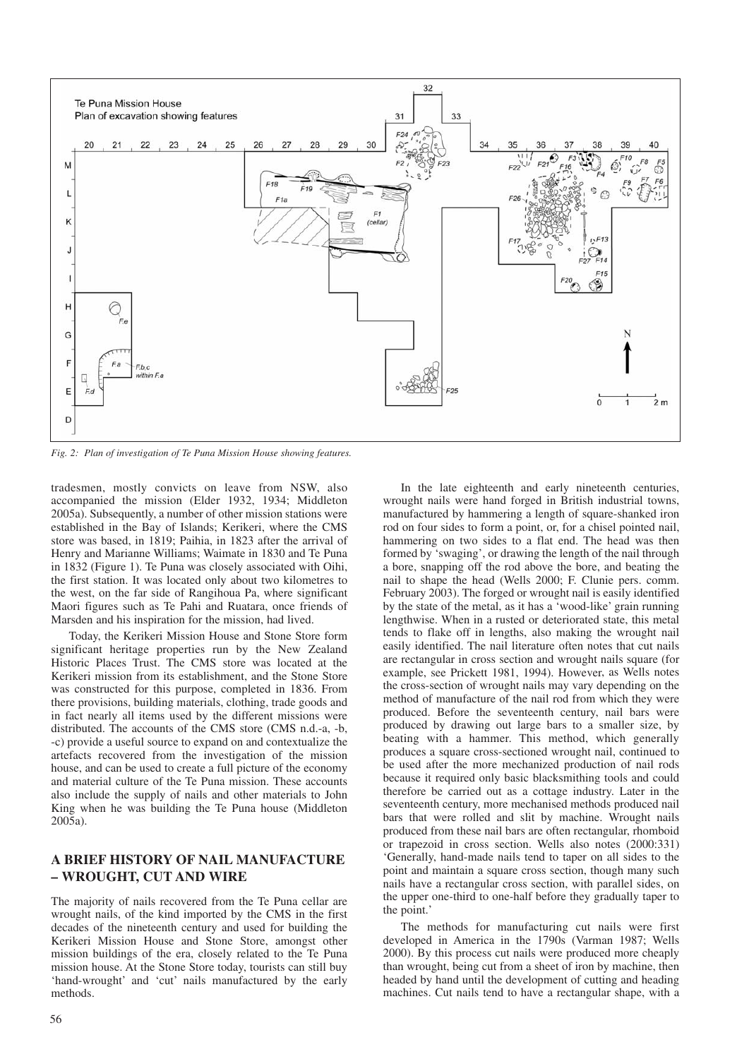Fig. 2: Plan of investigation of Te Puna Mission House showing features.

tradesmen, mostly convicts on leave from NSW, also accompanied the mission (Elder 1932, 1934; Middleton 2005a). Subsequently, a number of other mission stations were established in the Bay of Islands; Kerikeri, where the CMS store was based, in 1819; Paihia, in 1823 after the arrival of Henry and Marianne Williams; Waimate in 1830 and Te Puna in 1832 (Figure 1). Te Puna was closely associated with Oihi, the first station. It was located only about two kilometres to the west, on the far side of Rangihoua Pa, where significant Maori figures such as Te Pahi and Ruatara, once friends of Marsden and his inspiration for the mission, had lived.

Today, the Kerikeri Mission House and Stone Store form significant heritage properties run by the New Zealand Historic Places Trust. The CMS store was located at the Kerikeri mission from its establishment, and the Stone Store was constructed for this purpose, completed in 1836. From there provisions, building materials, clothing, trade goods and in fact nearly all items used by the different missions were distributed. The accounts of the CMS store (CMS n.d.-a, -b, -c) provide a useful source to expand on and contextualize the artefacts recovered from the investigation of the mission house, and can be used to create a full picture of the economy and material culture of the Te Puna mission. These accounts also include the supply of nails and other materials to John King when he was building the Te Puna house (Middleton 2005a).

## A BRIEF HISTORY OF NAIL MANUFACTURE – WROUGHT, CUT AND WIRE

The majority of nails recovered from the Te Puna cellar are wrought nails, of the kind imported by the CMS in the first decades of the nineteenth century and used for building the Kerikeri Mission House and Stone Store, amongst other mission buildings of the era, closely related to the Te Puna mission house. At the Stone Store today, tourists can still buy 'hand-wrought' and 'cut' nails manufactured by the early methods.

In the late eighteenth and early nineteenth centuries, wrought nails were hand forged in British industrial towns, manufactured by hammering a length of square-shanked iron rod on four sides to form a point, or, for a chisel pointed nail, hammering on two sides to a flat end. The head was then formed by 'swaging', or drawing the length of the nail through a bore, snapping off the rod above the bore, and beating the nail to shape the head (Wells 2000; F. Clunie pers. comm. February 2003). The forged or wrought nail is easily identified by the state of the metal, as it has a 'wood-like' grain running lengthwise. When in a rusted or deteriorated state, this metal tends to flake off in lengths, also making the wrought nail easily identified. The nail literature often notes that cut nails are rectangular in cross section and wrought nails square (for example, see Prickett 1981, 1994). However, as Wells notes the cross-section of wrought nails may vary depending on the method of manufacture of the nail rod from which they were produced. Before the seventeenth century, nail bars were produced by drawing out large bars to a smaller size, by beating with a hammer. This method, which generally produces a square cross-sectioned wrought nail, continued to be used after the more mechanized production of nail rods because it required only basic blacksmithing tools and could therefore be carried out as a cottage industry. Later in the seventeenth century, more mechanised methods produced nail bars that were rolled and slit by machine. Wrought nails produced from these nail bars are often rectangular, rhomboid or trapezoid in cross section. Wells also notes (2000:331) 'Generally, hand-made nails tend to taper on all sides to the point and maintain a square cross section, though many such nails have a rectangular cross section, with parallel sides, on the upper one-third to one-half before they gradually taper to the point.'

The methods for manufacturing cut nails were first developed in America in the 1790s (Varman 1987; Wells 2000). By this process cut nails were produced more cheaply than wrought, being cut from a sheet of iron by machine, then headed by hand until the development of cutting and heading machines. Cut nails tend to have a rectangular shape, with a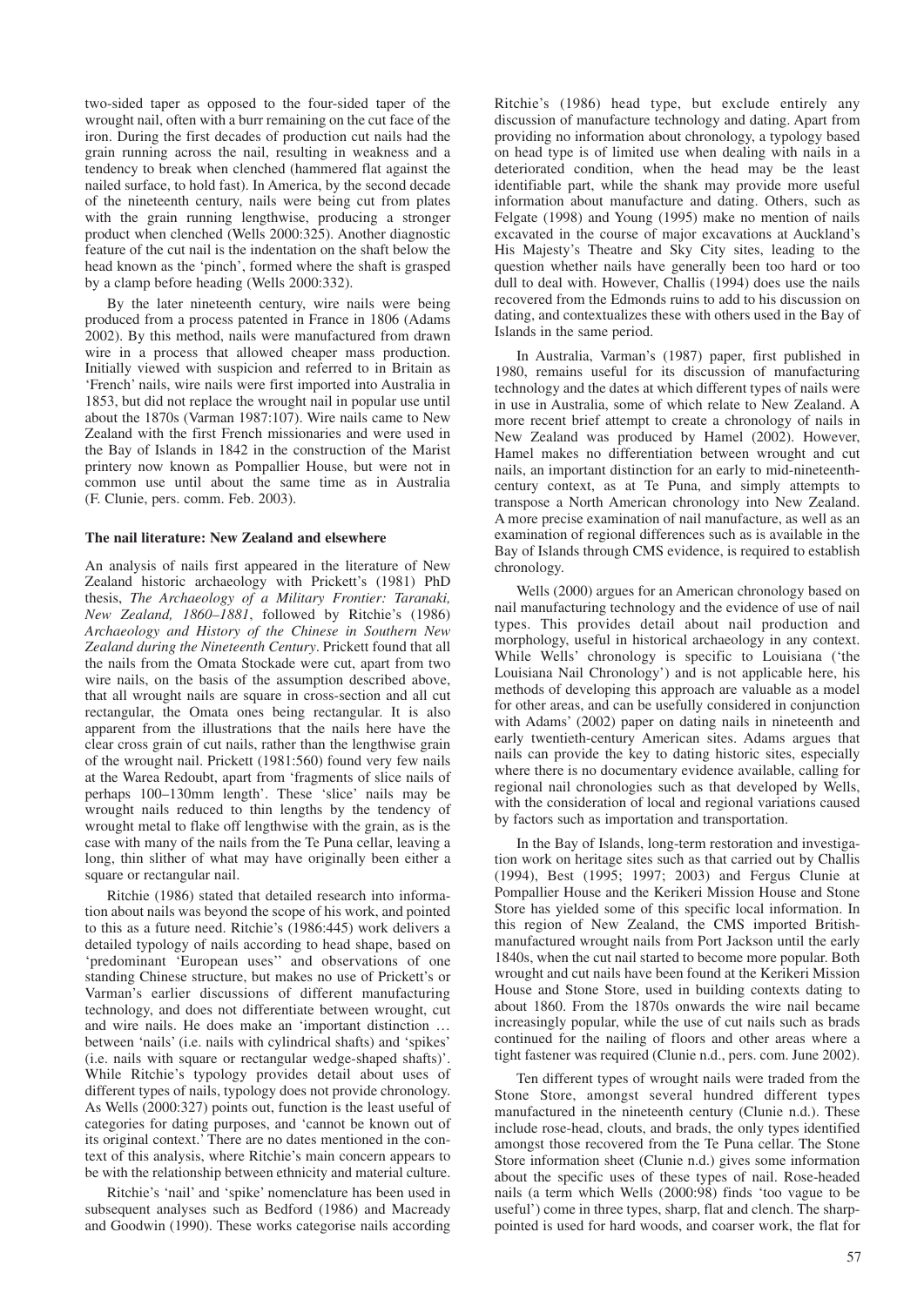two-sided taper as opposed to the four-sided taper of the wrought nail, often with a burr remaining on the cut face of the iron. During the first decades of production cut nails had the grain running across the nail, resulting in weakness and a tendency to break when clenched (hammered flat against the nailed surface, to hold fast). In America, by the second decade of the nineteenth century, nails were being cut from plates with the grain running lengthwise, producing a stronger product when clenched (Wells 2000:325). Another diagnostic feature of the cut nail is the indentation on the shaft below the head known as the 'pinch', formed where the shaft is grasped by a clamp before heading (Wells 2000:332).

By the later nineteenth century, wire nails were being produced from a process patented in France in 1806 (Adams 2002). By this method, nails were manufactured from drawn wire in a process that allowed cheaper mass production. Initially viewed with suspicion and referred to in Britain as 'French' nails, wire nails were first imported into Australia in 1853, but did not replace the wrought nail in popular use until about the 1870s (Varman 1987:107). Wire nails came to New Zealand with the first French missionaries and were used in the Bay of Islands in 1842 in the construction of the Marist printery now known as Pompallier House, but were not in common use until about the same time as in Australia (F. Clunie, pers. comm. Feb. 2003).

### The nail literature: New Zealand and elsewhere

An analysis of nails first appeared in the literature of New Zealand historic archaeology with Prickett's (1981) PhD thesis, *The Archaeology of a Military Frontier: Taranaki, New Zealand, 1860–1881*, followed by Ritchie's (1986) *Archaeology and History of the Chinese in Southern New Zealand during the Nineteenth Century*. Prickett found that all the nails from the Omata Stockade were cut, apart from two wire nails, on the basis of the assumption described above, that all wrought nails are square in cross-section and all cut rectangular, the Omata ones being rectangular. It is also apparent from the illustrations that the nails here have the clear cross grain of cut nails, rather than the lengthwise grain of the wrought nail. Prickett (1981:560) found very few nails at the Warea Redoubt, apart from 'fragments of slice nails of perhaps 100–130mm length'. These 'slice' nails may be wrought nails reduced to thin lengths by the tendency of wrought metal to flake off lengthwise with the grain, as is the case with many of the nails from the Te Puna cellar, leaving a long, thin slither of what may have originally been either a square or rectangular nail.

Ritchie (1986) stated that detailed research into information about nails was beyond the scope of his work, and pointed to this as a future need. Ritchie's (1986:445) work delivers a detailed typology of nails according to head shape, based on 'predominant 'European uses'' and observations of one standing Chinese structure, but makes no use of Prickett's or Varman's earlier discussions of different manufacturing technology, and does not differentiate between wrought, cut and wire nails. He does make an 'important distinction … between 'nails' (i.e. nails with cylindrical shafts) and 'spikes' (i.e. nails with square or rectangular wedge-shaped shafts)'. While Ritchie's typology provides detail about uses of different types of nails, typology does not provide chronology. As Wells (2000:327) points out, function is the least useful of categories for dating purposes, and 'cannot be known out of its original context.' There are no dates mentioned in the context of this analysis, where Ritchie's main concern appears to be with the relationship between ethnicity and material culture.

Ritchie's 'nail' and 'spike' nomenclature has been used in subsequent analyses such as Bedford (1986) and Macready and Goodwin (1990). These works categorise nails according Ritchie's (1986) head type, but exclude entirely any discussion of manufacture technology and dating. Apart from providing no information about chronology, a typology based on head type is of limited use when dealing with nails in a deteriorated condition, when the head may be the least identifiable part, while the shank may provide more useful information about manufacture and dating. Others, such as Felgate (1998) and Young (1995) make no mention of nails excavated in the course of major excavations at Auckland's His Majesty's Theatre and Sky City sites, leading to the question whether nails have generally been too hard or too dull to deal with. However, Challis (1994) does use the nails recovered from the Edmonds ruins to add to his discussion on dating, and contextualizes these with others used in the Bay of Islands in the same period.

In Australia, Varman's (1987) paper, first published in 1980, remains useful for its discussion of manufacturing technology and the dates at which different types of nails were in use in Australia, some of which relate to New Zealand. A more recent brief attempt to create a chronology of nails in New Zealand was produced by Hamel (2002). However, Hamel makes no differentiation between wrought and cut nails, an important distinction for an early to mid-nineteenth-century context, as at Te Puna, and simply attempts to transpose a North American chronology into New Zealand. A more precise examination of nail manufacture, as well as an examination of regional differences such as is available in the Bay of Islands through CMS evidence, is required to establish chronology.

Wells (2000) argues for an American chronology based on nail manufacturing technology and the evidence of use of nail types. This provides detail about nail production and morphology, useful in historical archaeology in any context. While Wells' chronology is specific to Louisiana ('the Louisiana Nail Chronology') and is not applicable here, his methods of developing this approach are valuable as a model for other areas, and can be usefully considered in conjunction with Adams' (2002) paper on dating nails in nineteenth and early twentieth-century American sites. Adams argues that nails can provide the key to dating historic sites, especially where there is no documentary evidence available, calling for regional nail chronologies such as that developed by Wells, with the consideration of local and regional variations caused by factors such as importation and transportation.

In the Bay of Islands, long-term restoration and investigation work on heritage sites such as that carried out by Challis (1994), Best (1995; 1997; 2003) and Fergus Clunie at Pompallier House and the Kerikeri Mission House and Stone Store has yielded some of this specific local information. In this region of New Zealand, the CMS imported British-manufactured wrought nails from Port Jackson until the early 1840s, when the cut nail started to become more popular. Both wrought and cut nails have been found at the Kerikeri Mission House and Stone Store, used in building contexts dating to about 1860. From the 1870s onwards the wire nail became increasingly popular, while the use of cut nails such as brads continued for the nailing of floors and other areas where a tight fastener was required (Clunie n.d., pers. com. June 2002).

Ten different types of wrought nails were traded from the Stone Store, amongst several hundred different types manufactured in the nineteenth century (Clunie n.d.). These include rose-head, clouts, and brads, the only types identified amongst those recovered from the Te Puna cellar. The Stone Store information sheet (Clunie n.d.) gives some information about the specific uses of these types of nail. Rose-headed nails (a term which Wells (2000:98) finds 'too vague to be useful') come in three types, sharp, flat and clench. The sharp-pointed is used for hard woods, and coarser work, the flat for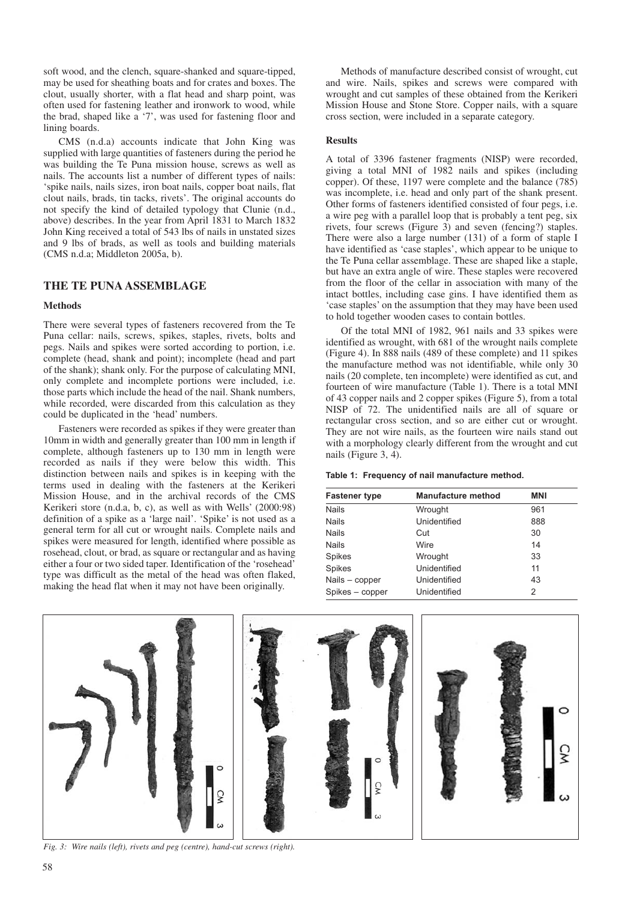soft wood, and the clench, square-shanked and square-tipped, may be used for sheathing boats and for crates and boxes. The clout, usually shorter, with a flat head and sharp point, was often used for fastening leather and ironwork to wood, while the brad, shaped like a '7', was used for fastening floor and lining boards.

CMS (n.d.a) accounts indicate that John King was supplied with large quantities of fasteners during the period he was building the Te Puna mission house, screws as well as nails. The accounts list a number of different types of nails: 'spike nails, nails sizes, iron boat nails, copper boat nails, flat clout nails, brads, tin tacks, rivets'. The original accounts do not specify the kind of detailed typology that Clunie (n.d., above) describes. In the year from April 1831 to March 1832 John King received a total of 543 lbs of nails in unstated sizes and 9 lbs of brads, as well as tools and building materials (CMS n.d.a; Middleton 2005a, b).

## THE TE PUNA ASSEMBLAGE

### Methods

There were several types of fasteners recovered from the Te Puna cellar: nails, screws, spikes, staples, rivets, bolts and pegs. Nails and spikes were sorted according to portion, i.e. complete (head, shank and point); incomplete (head and part of the shank); shank only. For the purpose of calculating MNI, only complete and incomplete portions were included, i.e. those parts which include the head of the nail. Shank numbers, while recorded, were discarded from this calculation as they could be duplicated in the 'head' numbers.

Fasteners were recorded as spikes if they were greater than 10mm in width and generally greater than 100 mm in length if complete, although fasteners up to 130 mm in length were recorded as nails if they were below this width. This distinction between nails and spikes is in keeping with the terms used in dealing with the fasteners at the Kerikeri Mission House, and in the archival records of the CMS Kerikeri store (n.d.a, b, c), as well as with Wells' (2000:98) definition of a spike as a 'large nail'. 'Spike' is not used as a general term for all cut or wrought nails. Complete nails and spikes were measured for length, identified where possible as rosehead, clout, or brad, as square or rectangular and as having either a four or two sided taper. Identification of the 'rosehead' type was difficult as the metal of the head was often flaked, making the head flat when it may not have been originally.

Methods of manufacture described consist of wrought, cut and wire. Nails, spikes and screws were compared with wrought and cut samples of these obtained from the Kerikeri Mission House and Stone Store. Copper nails, with a square cross section, were included in a separate category.

### Results

A total of 3396 fastener fragments (NISP) were recorded, giving a total MNI of 1982 nails and spikes (including copper). Of these, 1197 were complete and the balance (785) was incomplete, i.e. head and only part of the shank present. Other forms of fasteners identified consisted of four pegs, i.e. a wire peg with a parallel loop that is probably a tent peg, six rivets, four screws (Figure 3) and seven (fencing?) staples. There were also a large number (131) of a form of staple I have identified as 'case staples', which appear to be unique to the Te Puna cellar assemblage. These are shaped like a staple, but have an extra angle of wire. These staples were recovered from the floor of the cellar in association with many of the intact bottles, including case gins. I have identified them as 'case staples' on the assumption that they may have been used to hold together wooden cases to contain bottles.

Of the total MNI of 1982, 961 nails and 33 spikes were identified as wrought, with 681 of the wrought nails complete (Figure 4). In 888 nails (489 of these complete) and 11 spikes the manufacture method was not identifiable, while only 30 nails (20 complete, ten incomplete) were identified as cut, and fourteen of wire manufacture (Table 1). There is a total MNI of 43 copper nails and 2 copper spikes (Figure 5), from a total NISP of 72. The unidentified nails are all of square or rectangular cross section, and so are either cut or wrought. They are not wire nails, as the fourteen wire nails stand out with a morphology clearly different from the wrought and cut nails (Figure 3, 4).

**Table 1: Frequency of nail manufacture method.**

| Fastener type | Manufacture method | MNI |
|---|---|---|
| Nails | Wrought | 961 |
| Nails | Unidentified | 888 |
| Nails | Cut | 30 |
| Nails | Wire | 14 |
| Spikes | Wrought | 33 |
| Spikes | Unidentified | 11 |
| Nails – copper | Unidentified | 43 |
| Spikes – copper | Unidentified | 2 |

*Fig. 3: Wire nails (left), rivets and peg (centre), hand-cut screws (right).*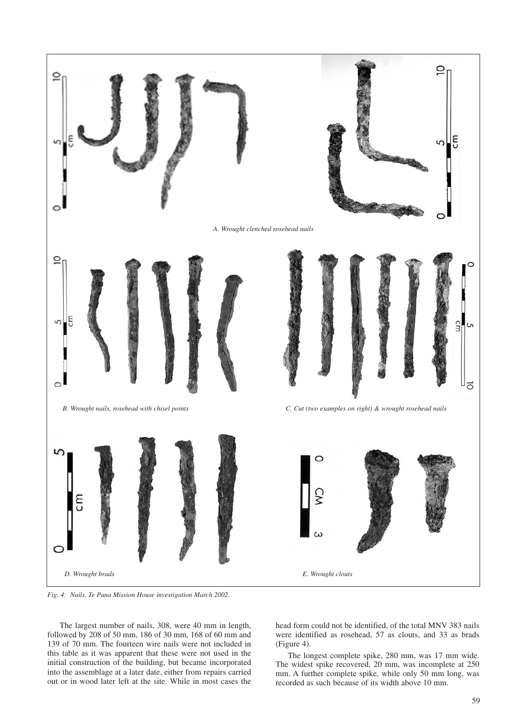A. Wrought clenched rosehead nails

B. Wrought nails, rosehead with chisel points

C. Cut (two examples on right) & wrought rosehead nails

D. Wrought brads

E. Wrought clouts

*Fig. 4: Nails, Te Puna Mission House investigation March 2002.*

The largest number of nails, 308, were 40 mm in length, followed by 208 of 50 mm, 186 of 30 mm, 168 of 60 mm and 139 of 70 mm. The fourteen wire nails were not included in this table as it was apparent that these were not used in the initial construction of the building, but became incorporated into the assemblage at a later date, either from repairs carried out or in wood later left at the site. While in most cases the head form could not be identified, of the total MNV 383 nails were identified as rosehead, 57 as clouts, and 33 as brads (Figure 4).

The longest complete spike, 280 mm, was 17 mm wide. The widest spike recovered, 20 mm, was incomplete at 250 mm. A further complete spike, while only 50 mm long, was recorded as such because of its width above 10 mm.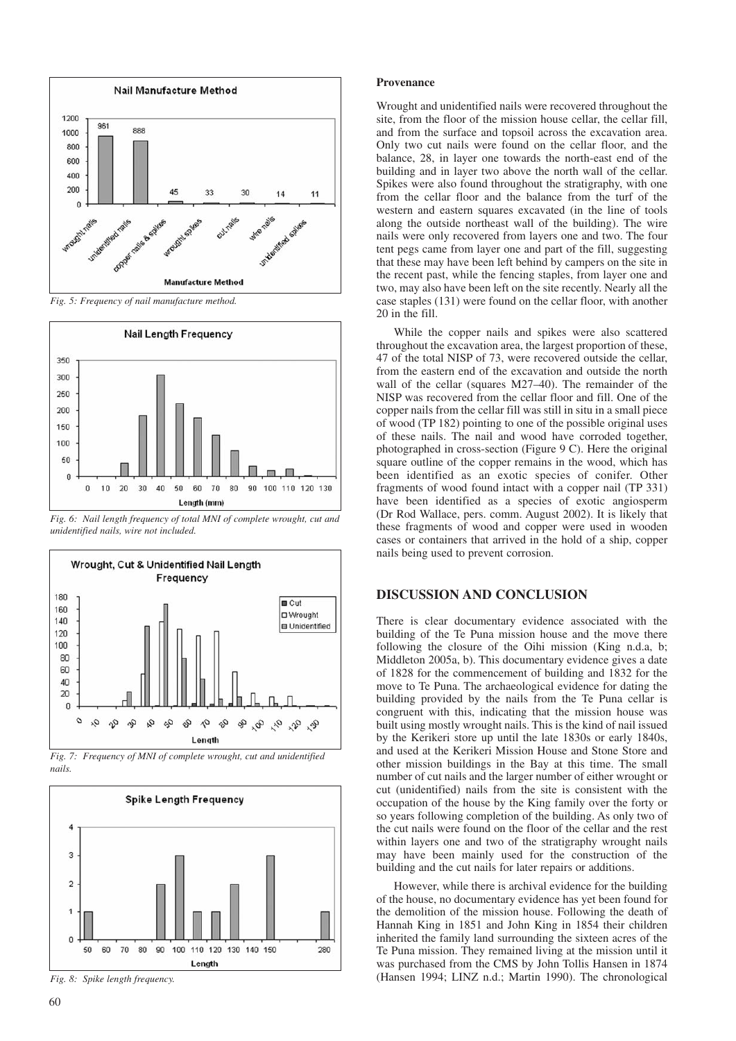*Fig. 5: Frequency of nail manufacture method.*

*Fig. 6: Nail length frequency of total MNI of complete wrought, cut and unidentified nails, wire not included.*

*Fig. 7: Frequency of MNI of complete wrought, cut and unidentified nails.*

*Fig. 8: Spike length frequency.*

**Provenance**

Wrought and unidentified nails were recovered throughout the site, from the floor of the mission house cellar, the cellar fill, and from the surface and topsoil across the excavation area. Only two cut nails were found on the cellar floor, and the balance, 28, in layer one towards the north-east end of the building and in layer two above the north wall of the cellar. Spikes were also found throughout the stratigraphy, with one from the cellar floor and the balance from the turf of the western and eastern squares excavated (in the line of tools along the outside northeast wall of the building). The wire nails were only recovered from layers one and two. The four tent pegs came from layer one and part of the fill, suggesting that these may have been left behind by campers on the site in the recent past, while the fencing staples, from layer one and two, may also have been left on the site recently. Nearly all the case staples (131) were found on the cellar floor, with another 20 in the fill.

While the copper nails and spikes were also scattered throughout the excavation area, the largest proportion of these, 47 of the total NISP of 73, were recovered outside the cellar, from the eastern end of the excavation and outside the north wall of the cellar (squares M27–40). The remainder of the NISP was recovered from the cellar floor and fill. One of the copper nails from the cellar fill was still in situ in a small piece of wood (TP 182) pointing to one of the possible original uses of these nails. The nail and wood have corroded together, photographed in cross-section (Figure 9 C). Here the original square outline of the copper remains in the wood, which has been identified as an exotic species of conifer. Other fragments of wood found intact with a copper nail (TP 331) have been identified as a species of exotic angiosperm (Dr Rod Wallace, pers. comm. August 2002). It is likely that these fragments of wood and copper were used in wooden cases or containers that arrived in the hold of a ship, copper nails being used to prevent corrosion.

## DISCUSSION AND CONCLUSION

There is clear documentary evidence associated with the building of the Te Puna mission house and the move there following the closure of the Oihi mission (King n.d.a, b; Middleton 2005a, b). This documentary evidence gives a date of 1828 for the commencement of building and 1832 for the move to Te Puna. The archaeological evidence for dating the building provided by the nails from the Te Puna cellar is congruent with this, indicating that the mission house was built using mostly wrought nails. This is the kind of nail issued by the Kerikeri store up until the late 1830s or early 1840s, and used at the Kerikeri Mission House and Stone Store and other mission buildings in the Bay at this time. The small number of cut nails and the larger number of either wrought or cut (unidentified) nails from the site is consistent with the occupation of the house by the King family over the forty or so years following completion of the building. As only two of the cut nails were found on the floor of the cellar and the rest within layers one and two of the stratigraphy wrought nails may have been mainly used for the construction of the building and the cut nails for later repairs or additions.

However, while there is archival evidence for the building of the house, no documentary evidence has yet been found for the demolition of the mission house. Following the death of Hannah King in 1851 and John King in 1854 their children inherited the family land surrounding the sixteen acres of the Te Puna mission. They remained living at the mission until it was purchased from the CMS by John Tollis Hansen in 1874 (Hansen 1994; LINZ n.d.; Martin 1990). The chronological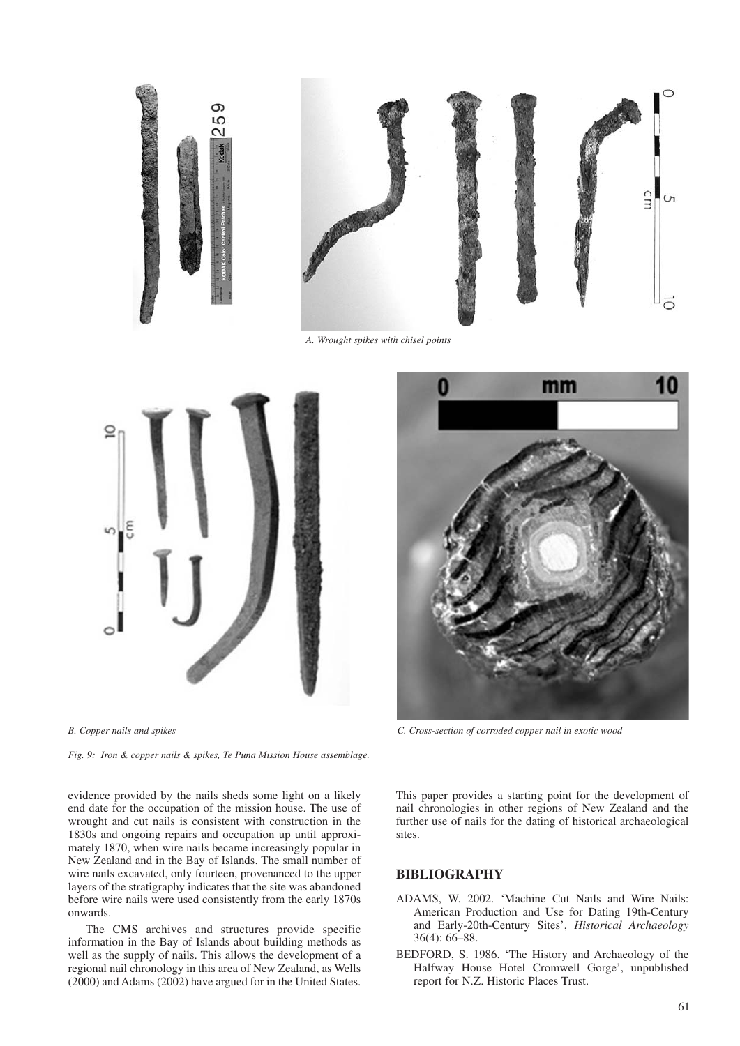*A. Wrought spikes with chisel points*

*B. Copper nails and spikes*

*C. Cross-section of corroded copper nail in exotic wood*

*Fig. 9: Iron & copper nails & spikes, Te Puna Mission House assemblage.*

evidence provided by the nails sheds some light on a likely end date for the occupation of the mission house. The use of wrought and cut nails is consistent with construction in the 1830s and ongoing repairs and occupation up until approximately 1870, when wire nails became increasingly popular in New Zealand and in the Bay of Islands. The small number of wire nails excavated, only fourteen, provenanced to the upper layers of the stratigraphy indicates that the site was abandoned before wire nails were used consistently from the early 1870s onwards.

The CMS archives and structures provide specific information in the Bay of Islands about building methods as well as the supply of nails. This allows the development of a regional nail chronology in this area of New Zealand, as Wells (2000) and Adams (2002) have argued for in the United States.

This paper provides a starting point for the development of nail chronologies in other regions of New Zealand and the further use of nails for the dating of historical archaeological sites.

## BIBLIOGRAPHY

ADAMS, W. 2002. 'Machine Cut Nails and Wire Nails: American Production and Use for Dating 19th-Century and Early-20th-Century Sites', *Historical Archaeology* 36(4): 66–88.

BEDFORD, S. 1986. 'The History and Archaeology of the Halfway House Hotel Cromwell Gorge', unpublished report for N.Z. Historic Places Trust.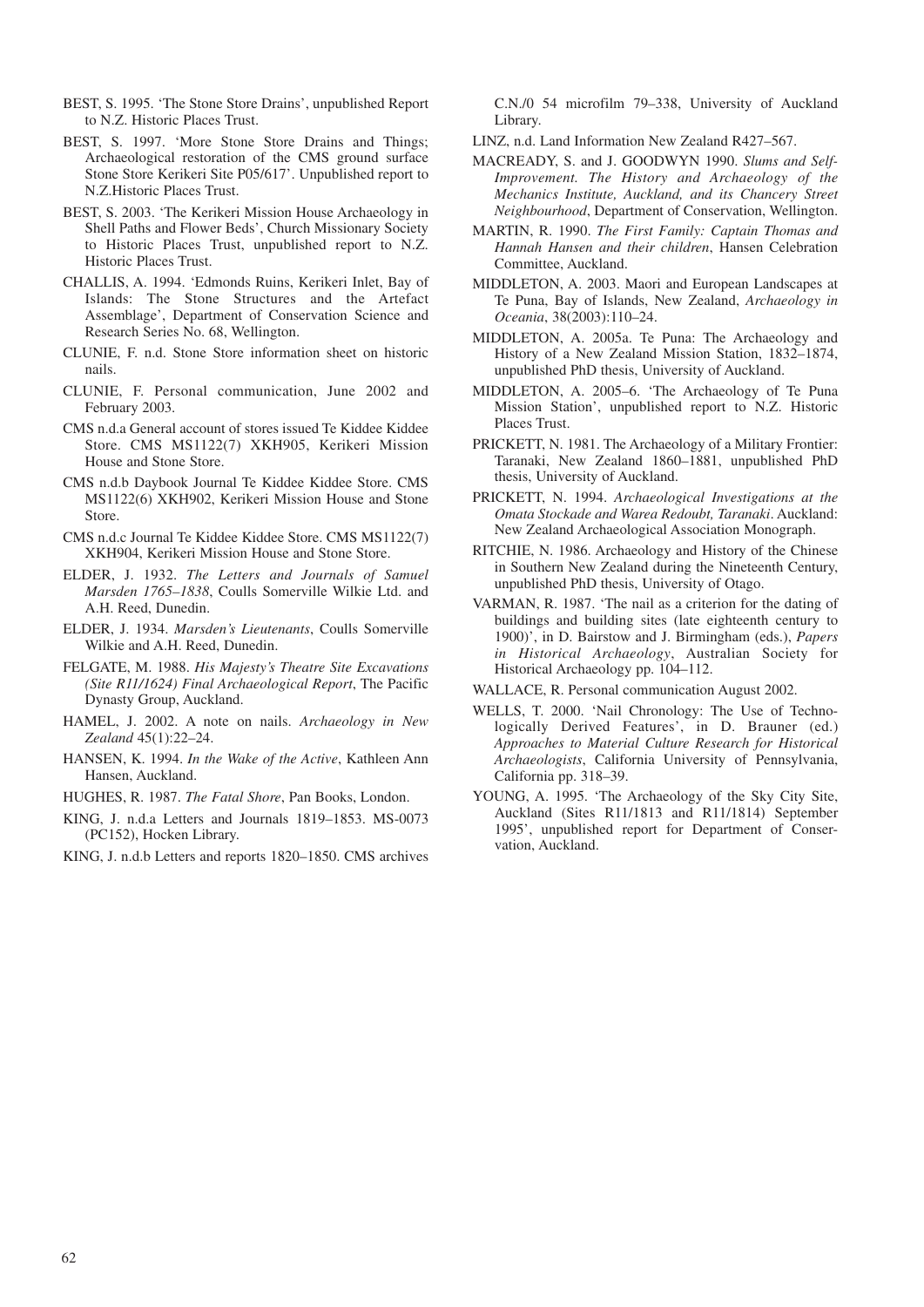BEST, S. 1995. 'The Stone Store Drains', unpublished Report to N.Z. Historic Places Trust.

BEST, S. 1997. 'More Stone Store Drains and Things; Archaeological restoration of the CMS ground surface Stone Store Kerikeri Site P05/617'. Unpublished report to N.Z.Historic Places Trust.

BEST, S. 2003. 'The Kerikeri Mission House Archaeology in Shell Paths and Flower Beds', Church Missionary Society to Historic Places Trust, unpublished report to N.Z. Historic Places Trust.

CHALLIS, A. 1994. 'Edmonds Ruins, Kerikeri Inlet, Bay of Islands: The Stone Structures and the Artefact Assemblage', Department of Conservation Science and Research Series No. 68, Wellington.

CLUNIE, F. n.d. Stone Store information sheet on historic nails.

CLUNIE, F. Personal communication, June 2002 and February 2003.

CMS n.d.a General account of stores issued Te Kiddee Kiddee Store. CMS MS1122(7) XKH905, Kerikeri Mission House and Stone Store.

CMS n.d.b Daybook Journal Te Kiddee Kiddee Store. CMS MS1122(6) XKH902, Kerikeri Mission House and Stone Store.

CMS n.d.c Journal Te Kiddee Kiddee Store. CMS MS1122(7) XKH904, Kerikeri Mission House and Stone Store.

ELDER, J. 1932. *The Letters and Journals of Samuel Marsden 1765–1838*, Coulls Somerville Wilkie Ltd. and A.H. Reed, Dunedin.

ELDER, J. 1934. *Marsden's Lieutenants*, Coulls Somerville Wilkie and A.H. Reed, Dunedin.

FELGATE, M. 1988. *His Majesty's Theatre Site Excavations (Site R11/1624) Final Archaeological Report*, The Pacific Dynasty Group, Auckland.

HAMEL, J. 2002. A note on nails. *Archaeology in New Zealand* 45(1):22–24.

HANSEN, K. 1994. *In the Wake of the Active*, Kathleen Ann Hansen, Auckland.

HUGHES, R. 1987. *The Fatal Shore*, Pan Books, London.

KING, J. n.d.a Letters and Journals 1819–1853. MS-0073 (PC152), Hocken Library.

KING, J. n.d.b Letters and reports 1820–1850. CMS archives C.N./0 54 microfilm 79–338, University of Auckland Library.

LINZ, n.d. Land Information New Zealand R427–567.

MACREADY, S. and J. GOODWYN 1990. *Slums and Self-Improvement. The History and Archaeology of the Mechanics Institute, Auckland, and its Chancery Street Neighbourhood*, Department of Conservation, Wellington.

MARTIN, R. 1990. *The First Family: Captain Thomas and Hannah Hansen and their children*, Hansen Celebration Committee, Auckland.

MIDDLETON, A. 2003. Maori and European Landscapes at Te Puna, Bay of Islands, New Zealand, *Archaeology in Oceania*, 38(2003):110–24.

MIDDLETON, A. 2005a. Te Puna: The Archaeology and History of a New Zealand Mission Station, 1832–1874, unpublished PhD thesis, University of Auckland.

MIDDLETON, A. 2005–6. 'The Archaeology of Te Puna Mission Station', unpublished report to N.Z. Historic Places Trust.

PRICKETT, N. 1981. The Archaeology of a Military Frontier: Taranaki, New Zealand 1860–1881, unpublished PhD thesis, University of Auckland.

PRICKETT, N. 1994. *Archaeological Investigations at the Omata Stockade and Warea Redoubt, Taranaki*. Auckland: New Zealand Archaeological Association Monograph.

RITCHIE, N. 1986. Archaeology and History of the Chinese in Southern New Zealand during the Nineteenth Century, unpublished PhD thesis, University of Otago.

VARMAN, R. 1987. 'The nail as a criterion for the dating of buildings and building sites (late eighteenth century to 1900)', in D. Bairstow and J. Birmingham (eds.), *Papers in Historical Archaeology*, Australian Society for Historical Archaeology pp. 104–112.

WALLACE, R. Personal communication August 2002.

WELLS, T. 2000. 'Nail Chronology: The Use of Technologically Derived Features', in D. Brauner (ed.) *Approaches to Material Culture Research for Historical Archaeologists*, California University of Pennsylvania, California pp. 318–39.

YOUNG, A. 1995. 'The Archaeology of the Sky City Site, Auckland (Sites R11/1813 and R11/1814) September 1995', unpublished report for Department of Conservation, Auckland.